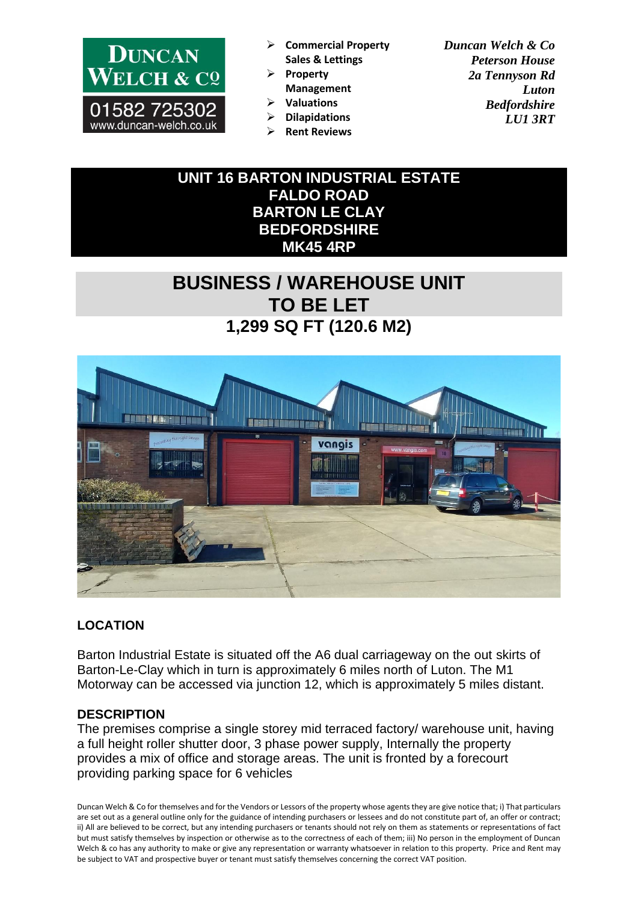**DUNCAN WELCH & Cº**
01582 725302
www.duncan-welch.co.uk

- Commercial Property Sales & Lettings
- Property Management
- Valuations
- Dilapidations
- Rent Reviews

*Duncan Welch & Co*
*Peterson House*
*2a Tennyson Rd*
*Luton*
*Bedfordshire*
*LU1 3RT*

# UNIT 16 BARTON INDUSTRIAL ESTATE
# FALDO ROAD
# BARTON LE CLAY
# BEDFORDSHIRE
# MK45 4RP

## BUSINESS / WAREHOUSE UNIT
## TO BE LET
## 1,299 SQ FT (120.6 M2)

### LOCATION

Barton Industrial Estate is situated off the A6 dual carriageway on the out skirts of Barton-Le-Clay which in turn is approximately 6 miles north of Luton. The M1 Motorway can be accessed via junction 12, which is approximately 5 miles distant.

### DESCRIPTION

The premises comprise a single storey mid terraced factory/ warehouse unit, having a full height roller shutter door, 3 phase power supply, Internally the property provides a mix of office and storage areas. The unit is fronted by a forecourt providing parking space for 6 vehicles

Duncan Welch & Co for themselves and for the Vendors or Lessors of the property whose agents they are give notice that; i) That particulars are set out as a general outline only for the guidance of intending purchasers or lessees and do not constitute part of, an offer or contract; ii) All are believed to be correct, but any intending purchasers or tenants should not rely on them as statements or representations of fact but must satisfy themselves by inspection or otherwise as to the correctness of each of them; iii) No person in the employment of Duncan Welch & co has any authority to make or give any representation or warranty whatsoever in relation to this property. Price and Rent may be subject to VAT and prospective buyer or tenant must satisfy themselves concerning the correct VAT position.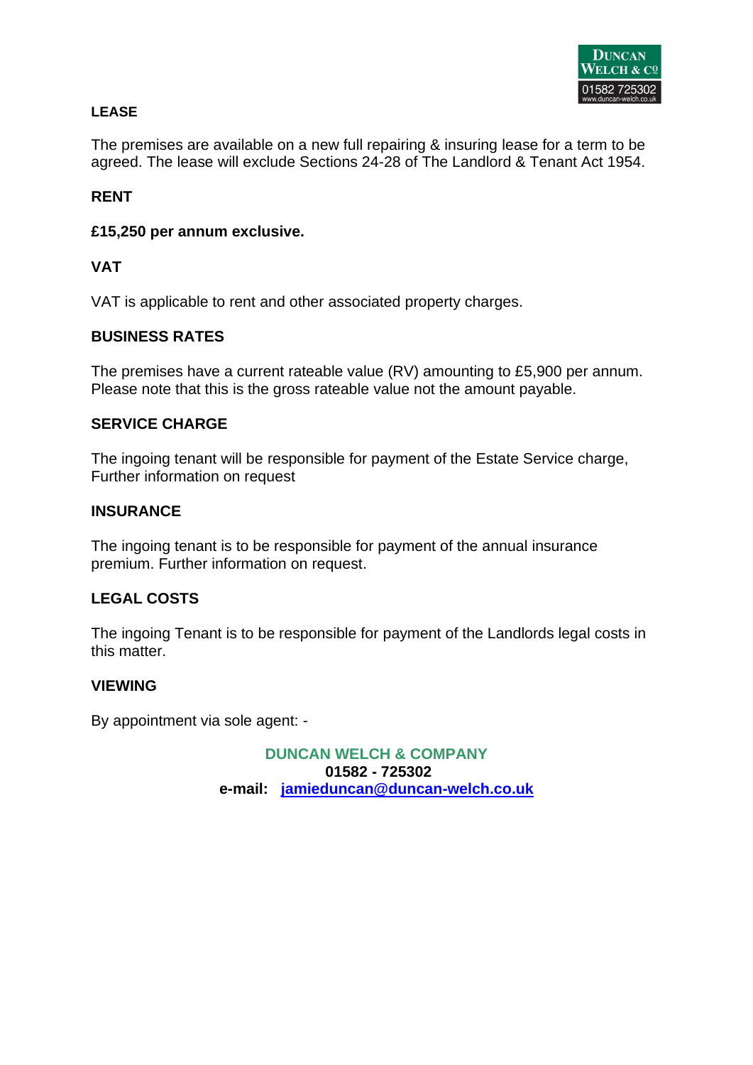## LEASE

The premises are available on a new full repairing & insuring lease for a term to be agreed. The lease will exclude Sections 24-28 of The Landlord & Tenant Act 1954.

## RENT

**£15,250 per annum exclusive.**

## VAT

VAT is applicable to rent and other associated property charges.

## BUSINESS RATES

The premises have a current rateable value (RV) amounting to £5,900 per annum. Please note that this is the gross rateable value not the amount payable.

## SERVICE CHARGE

The ingoing tenant will be responsible for payment of the Estate Service charge, Further information on request

## INSURANCE

The ingoing tenant is to be responsible for payment of the annual insurance premium. Further information on request.

## LEGAL COSTS

The ingoing Tenant is to be responsible for payment of the Landlords legal costs in this matter.

## VIEWING

By appointment via sole agent: -

**DUNCAN WELCH & COMPANY**
**01582 - 725302**
**e-mail: jamieduncan@duncan-welch.co.uk**